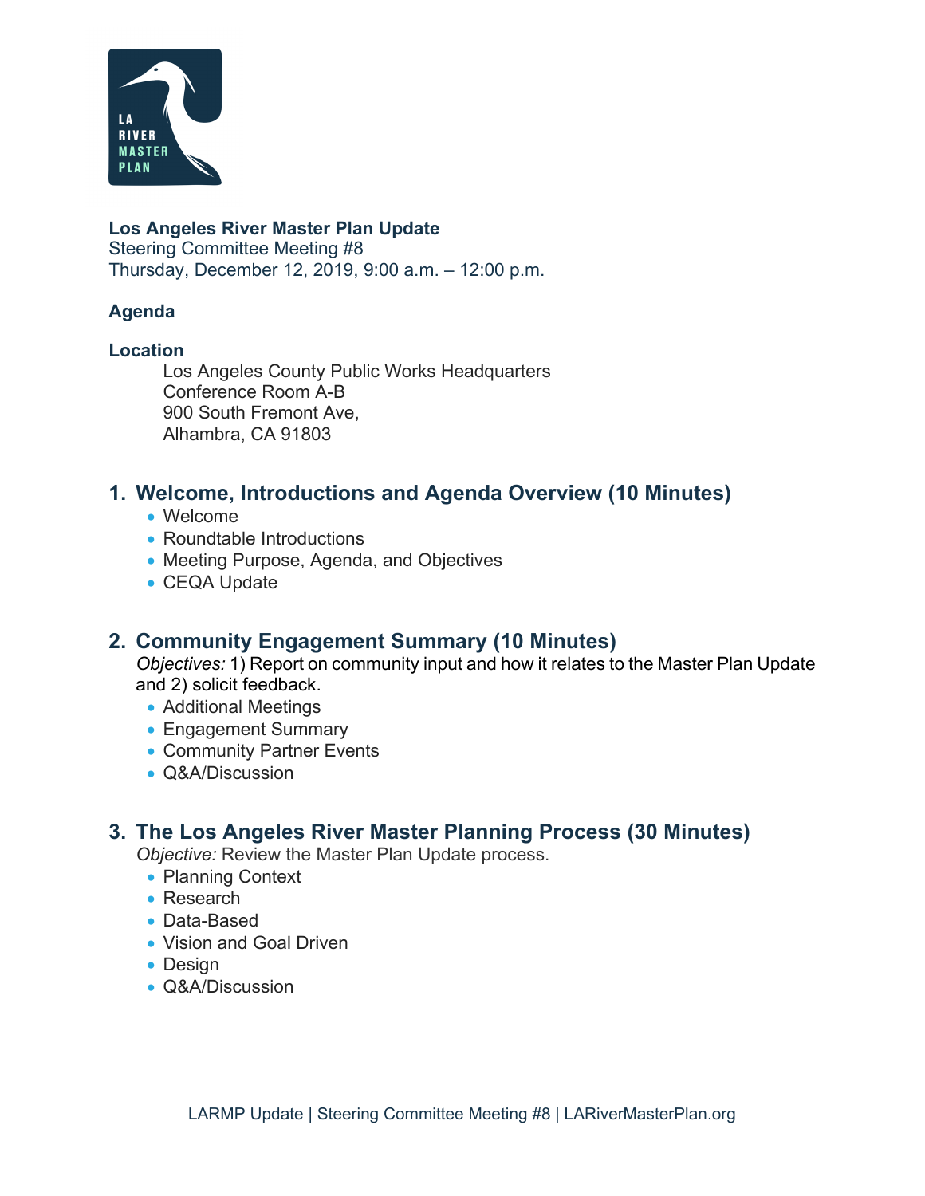**Los Angeles River Master Plan Update**
Steering Committee Meeting #8
Thursday, December 12, 2019, 9:00 a.m. – 12:00 p.m.

**Agenda**

**Location**

Los Angeles County Public Works Headquarters
Conference Room A-B
900 South Fremont Ave,
Alhambra, CA 91803

## 1. Welcome, Introductions and Agenda Overview (10 Minutes)

- Welcome
- Roundtable Introductions
- Meeting Purpose, Agenda, and Objectives
- CEQA Update

## 2. Community Engagement Summary (10 Minutes)

*Objectives:* 1) Report on community input and how it relates to the Master Plan Update and 2) solicit feedback.

- Additional Meetings
- Engagement Summary
- Community Partner Events
- Q&A/Discussion

## 3. The Los Angeles River Master Planning Process (30 Minutes)

*Objective:* Review the Master Plan Update process.

- Planning Context
- Research
- Data-Based
- Vision and Goal Driven
- Design
- Q&A/Discussion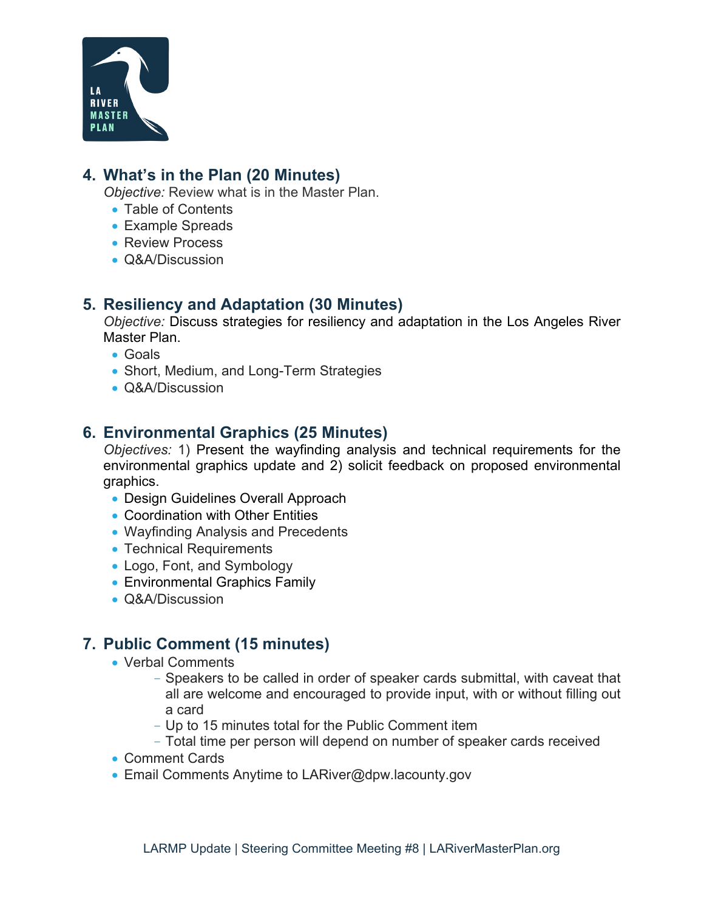## 4. What's in the Plan (20 Minutes)

*Objective:* Review what is in the Master Plan.

- Table of Contents
- Example Spreads
- Review Process
- Q&A/Discussion

## 5. Resiliency and Adaptation (30 Minutes)

*Objective:* Discuss strategies for resiliency and adaptation in the Los Angeles River Master Plan.

- Goals
- Short, Medium, and Long-Term Strategies
- Q&A/Discussion

## 6. Environmental Graphics (25 Minutes)

*Objectives:* 1) Present the wayfinding analysis and technical requirements for the environmental graphics update and 2) solicit feedback on proposed environmental graphics.

- Design Guidelines Overall Approach
- Coordination with Other Entities
- Wayfinding Analysis and Precedents
- Technical Requirements
- Logo, Font, and Symbology
- Environmental Graphics Family
- Q&A/Discussion

## 7. Public Comment (15 minutes)

- Verbal Comments
  - Speakers to be called in order of speaker cards submittal, with caveat that all are welcome and encouraged to provide input, with or without filling out a card
  - Up to 15 minutes total for the Public Comment item
  - Total time per person will depend on number of speaker cards received
- Comment Cards
- Email Comments Anytime to LARiver@dpw.lacounty.gov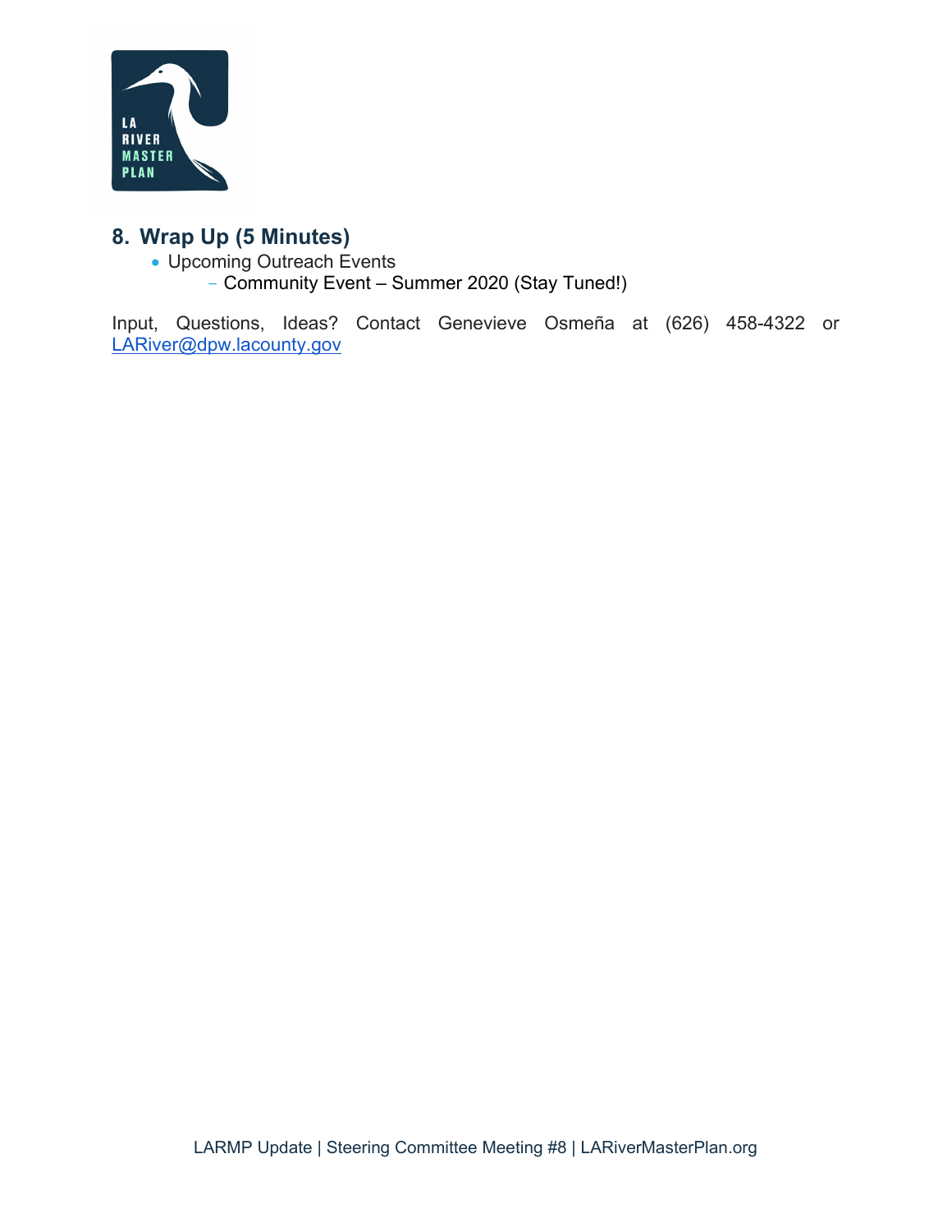## 8. Wrap Up (5 Minutes)

- Upcoming Outreach Events
  - Community Event – Summer 2020 (Stay Tuned!)

Input, Questions, Ideas? Contact Genevieve Osmeña at (626) 458-4322 or LARiver@dpw.lacounty.gov